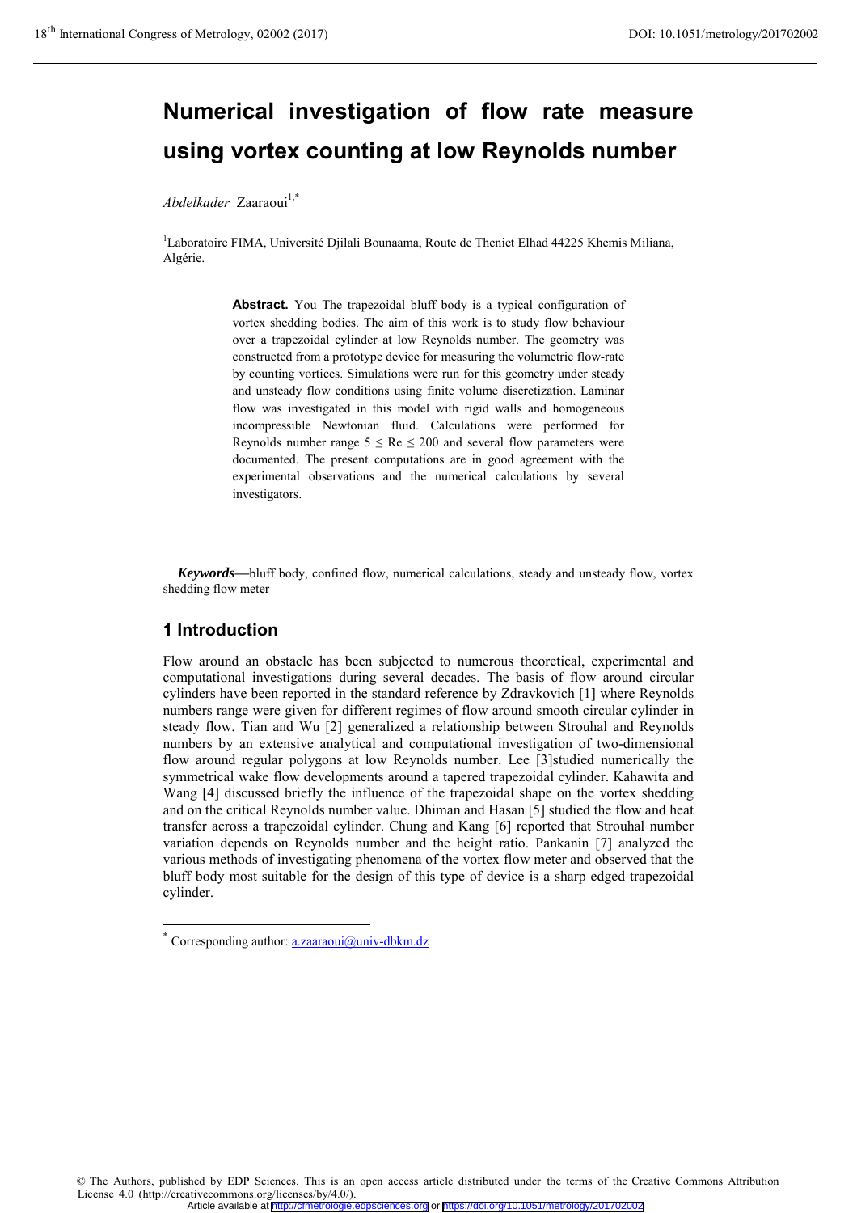# Numerical investigation of flow rate measure using vortex counting at low Reynolds number

*Abdelkader* Zaaraoui[1,*]

[1]Laboratoire FIMA, Université Djilali Bounaama, Route de Theniet Elhad 44225 Khemis Miliana, Algérie.

**Abstract.** You The trapezoidal bluff body is a typical configuration of vortex shedding bodies. The aim of this work is to study flow behaviour over a trapezoidal cylinder at low Reynolds number. The geometry was constructed from a prototype device for measuring the volumetric flow-rate by counting vortices. Simulations were run for this geometry under steady and unsteady flow conditions using finite volume discretization. Laminar flow was investigated in this model with rigid walls and homogeneous incompressible Newtonian fluid. Calculations were performed for Reynolds number range $5 \leq Re \leq 200$ and several flow parameters were documented. The present computations are in good agreement with the experimental observations and the numerical calculations by several investigators.

***Keywords***—bluff body, confined flow, numerical calculations, steady and unsteady flow, vortex shedding flow meter

## 1 Introduction

Flow around an obstacle has been subjected to numerous theoretical, experimental and computational investigations during several decades. The basis of flow around circular cylinders have been reported in the standard reference by Zdravkovich [1] where Reynolds numbers range were given for different regimes of flow around smooth circular cylinder in steady flow. Tian and Wu [2] generalized a relationship between Strouhal and Reynolds numbers by an extensive analytical and computational investigation of two-dimensional flow around regular polygons at low Reynolds number. Lee [3]studied numerically the symmetrical wake flow developments around a tapered trapezoidal cylinder. Kahawita and Wang [4] discussed briefly the influence of the trapezoidal shape on the vortex shedding and on the critical Reynolds number value. Dhiman and Hasan [5] studied the flow and heat transfer across a trapezoidal cylinder. Chung and Kang [6] reported that Strouhal number variation depends on Reynolds number and the height ratio. Pankanin [7] analyzed the various methods of investigating phenomena of the vortex flow meter and observed that the bluff body most suitable for the design of this type of device is a sharp edged trapezoidal cylinder.

[*] Corresponding author: a.zaaraoui@univ-dbkm.dz

© The Authors, published by EDP Sciences. This is an open access article distributed under the terms of the Creative Commons Attribution License 4.0 (http://creativecommons.org/licenses/by/4.0/).
Article available at http://cfmetrologie.edpsciences.org or https://doi.org/10.1051/metrology/201702002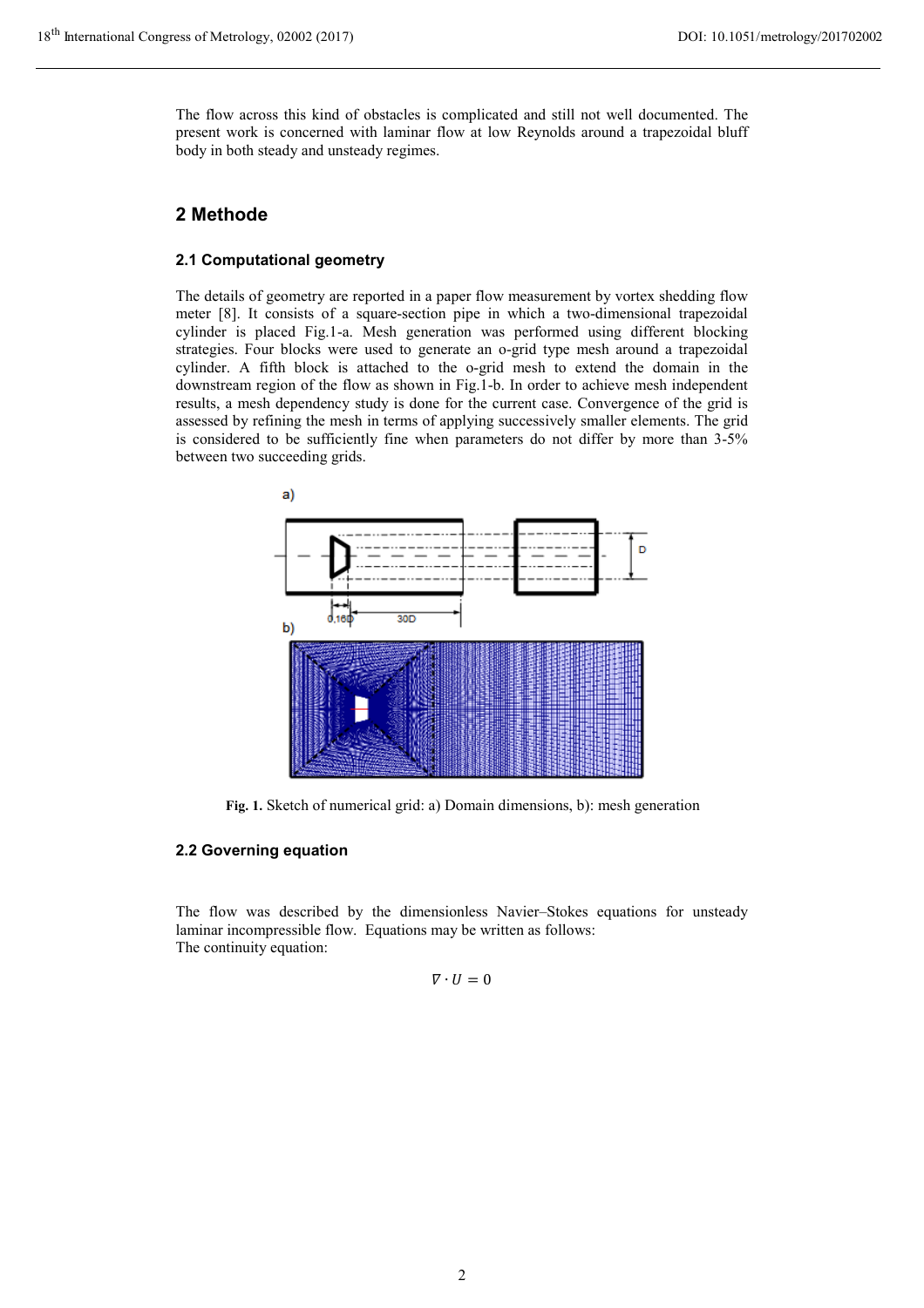The flow across this kind of obstacles is complicated and still not well documented. The present work is concerned with laminar flow at low Reynolds around a trapezoidal bluff body in both steady and unsteady regimes.

## 2 Methode

### 2.1 Computational geometry

The details of geometry are reported in a paper flow measurement by vortex shedding flow meter [8]. It consists of a square-section pipe in which a two-dimensional trapezoidal cylinder is placed Fig.1-a. Mesh generation was performed using different blocking strategies. Four blocks were used to generate an o-grid type mesh around a trapezoidal cylinder. A fifth block is attached to the o-grid mesh to extend the domain in the downstream region of the flow as shown in Fig.1-b. In order to achieve mesh independent results, a mesh dependency study is done for the current case. Convergence of the grid is assessed by refining the mesh in terms of applying successively smaller elements. The grid is considered to be sufficiently fine when parameters do not differ by more than 3-5% between two succeeding grids.

**Fig. 1.** Sketch of numerical grid: a) Domain dimensions, b): mesh generation

### 2.2 Governing equation

The flow was described by the dimensionless Navier–Stokes equations for unsteady laminar incompressible flow. Equations may be written as follows:
The continuity equation:

$$\nabla \cdot U = 0$$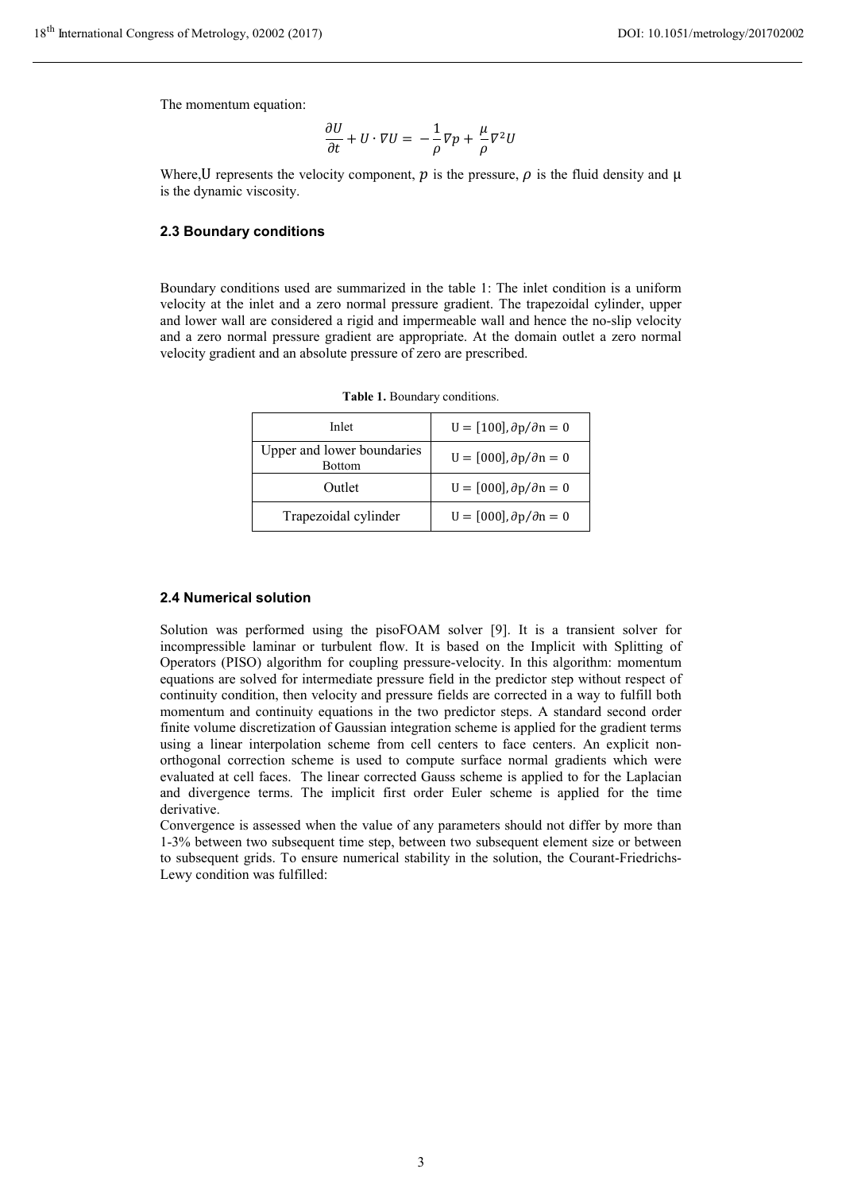The momentum equation:

$$\frac{\partial U}{\partial t} + U \cdot \nabla U = -\frac{1}{\rho}\nabla p + \frac{\mu}{\rho}\nabla^2 U$$

Where, U represents the velocity component, $p$ is the pressure, $\rho$ is the fluid density and $\mu$ is the dynamic viscosity.

### 2.3 Boundary conditions

Boundary conditions used are summarized in the table 1: The inlet condition is a uniform velocity at the inlet and a zero normal pressure gradient. The trapezoidal cylinder, upper and lower wall are considered a rigid and impermeable wall and hence the no-slip velocity and a zero normal pressure gradient are appropriate. At the domain outlet a zero normal velocity gradient and an absolute pressure of zero are prescribed.

**Table 1.** Boundary conditions.

| Inlet | $U = [100], \partial p/\partial n = 0$ |
|---|---|
| Upper and lower boundaries Bottom | $U = [000], \partial p/\partial n = 0$ |
| Outlet | $U = [000], \partial p/\partial n = 0$ |
| Trapezoidal cylinder | $U = [000], \partial p/\partial n = 0$ |

### 2.4 Numerical solution

Solution was performed using the pisoFOAM solver [9]. It is a transient solver for incompressible laminar or turbulent flow. It is based on the Implicit with Splitting of Operators (PISO) algorithm for coupling pressure-velocity. In this algorithm: momentum equations are solved for intermediate pressure field in the predictor step without respect of continuity condition, then velocity and pressure fields are corrected in a way to fulfill both momentum and continuity equations in the two predictor steps. A standard second order finite volume discretization of Gaussian integration scheme is applied for the gradient terms using a linear interpolation scheme from cell centers to face centers. An explicit non-orthogonal correction scheme is used to compute surface normal gradients which were evaluated at cell faces. The linear corrected Gauss scheme is applied to for the Laplacian and divergence terms. The implicit first order Euler scheme is applied for the time derivative.

Convergence is assessed when the value of any parameters should not differ by more than 1-3% between two subsequent time step, between two subsequent element size or between to subsequent grids. To ensure numerical stability in the solution, the Courant-Friedrichs-Lewy condition was fulfilled: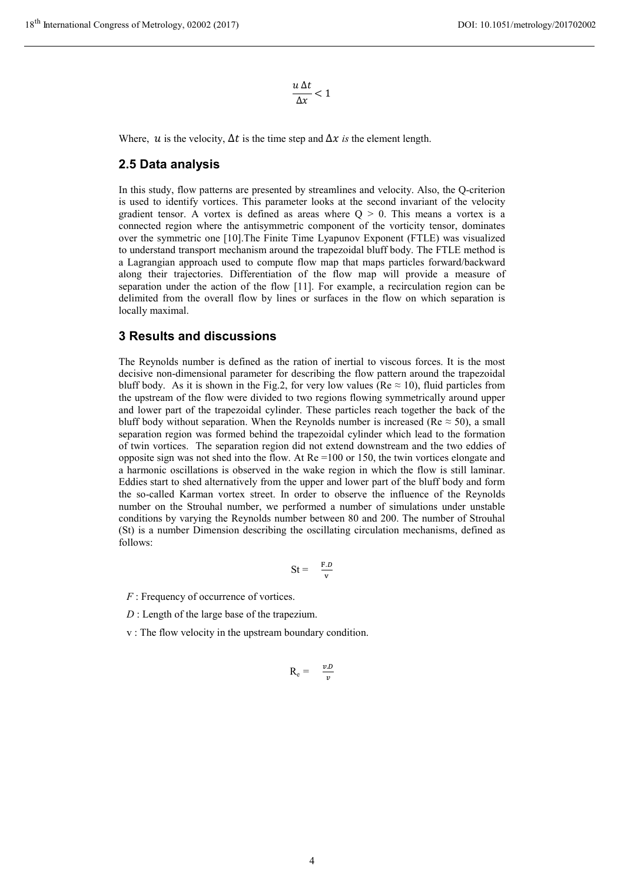$$\frac{u\,\Delta t}{\Delta x} < 1$$

Where, $u$ is the velocity, $\Delta t$ is the time step and $\Delta x$ *is* the element length.

## 2.5 Data analysis

In this study, flow patterns are presented by streamlines and velocity. Also, the Q-criterion is used to identify vortices. This parameter looks at the second invariant of the velocity gradient tensor. A vortex is defined as areas where $Q > 0$. This means a vortex is a connected region where the antisymmetric component of the vorticity tensor, dominates over the symmetric one [10].The Finite Time Lyapunov Exponent (FTLE) was visualized to understand transport mechanism around the trapezoidal bluff body. The FTLE method is a Lagrangian approach used to compute flow map that maps particles forward/backward along their trajectories. Differentiation of the flow map will provide a measure of separation under the action of the flow [11]. For example, a recirculation region can be delimited from the overall flow by lines or surfaces in the flow on which separation is locally maximal.

# 3 Results and discussions

The Reynolds number is defined as the ration of inertial to viscous forces. It is the most decisive non-dimensional parameter for describing the flow pattern around the trapezoidal bluff body. As it is shown in the Fig.2, for very low values ($Re \approx 10$), fluid particles from the upstream of the flow were divided to two regions flowing symmetrically around upper and lower part of the trapezoidal cylinder. These particles reach together the back of the bluff body without separation. When the Reynolds number is increased ($Re \approx 50$), a small separation region was formed behind the trapezoidal cylinder which lead to the formation of twin vortices. The separation region did not extend downstream and the two eddies of opposite sign was not shed into the flow. At Re =100 or 150, the twin vortices elongate and a harmonic oscillations is observed in the wake region in which the flow is still laminar. Eddies start to shed alternatively from the upper and lower part of the bluff body and form the so-called Karman vortex street. In order to observe the influence of the Reynolds number on the Strouhal number, we performed a number of simulations under unstable conditions by varying the Reynolds number between 80 and 200. The number of Strouhal (St) is a number Dimension describing the oscillating circulation mechanisms, defined as follows:

$$St = \frac{F.D}{v}$$

*F* : Frequency of occurrence of vortices.

*D* : Length of the large base of the trapezium.

v : The flow velocity in the upstream boundary condition.

$$R_e = \frac{v.D}{\upsilon}$$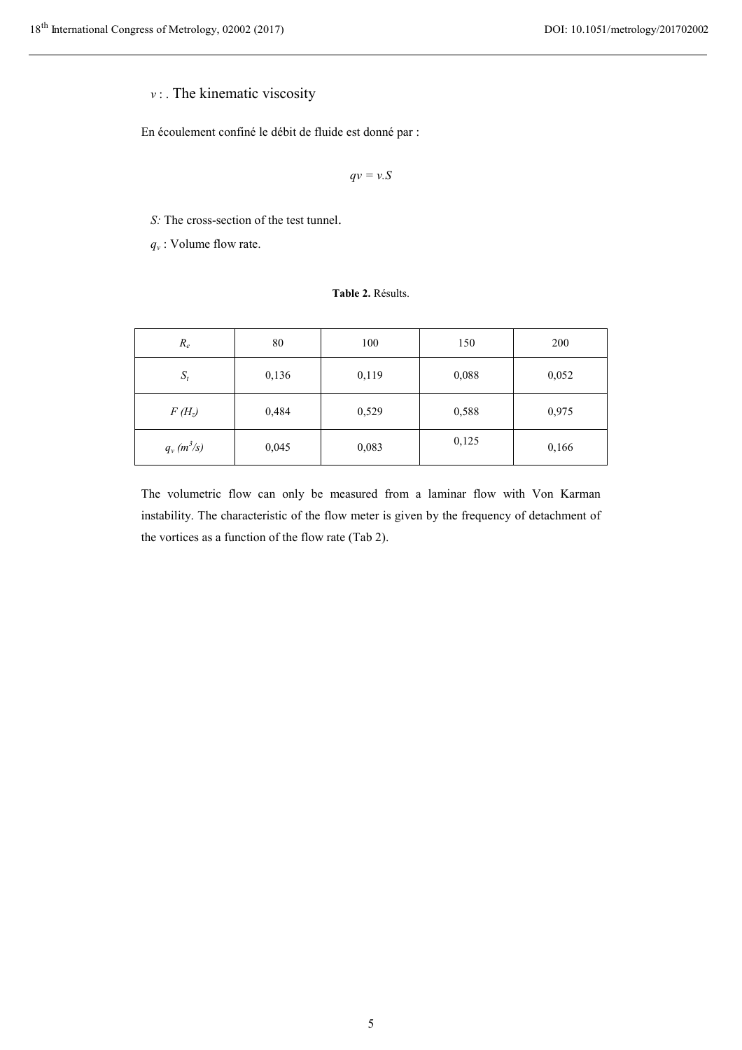$v$ : . The kinematic viscosity

En écoulement confiné le débit de fluide est donné par :

$$qv = v.S$$

*S:* The cross-section of the test tunnel.

$q_v$ : Volume flow rate.

**Table 2.** Résults.

| $R_e$ | 80 | 100 | 150 | 200 |
|---|---|---|---|---|
| $S_t$ | 0,136 | 0,119 | 0,088 | 0,052 |
| $F$ $(H_z)$ | 0,484 | 0,529 | 0,588 | 0,975 |
| $q_v$ $(m^3/s)$ | 0,045 | 0,083 | 0,125 | 0,166 |

The volumetric flow can only be measured from a laminar flow with Von Karman instability. The characteristic of the flow meter is given by the frequency of detachment of the vortices as a function of the flow rate (Tab 2).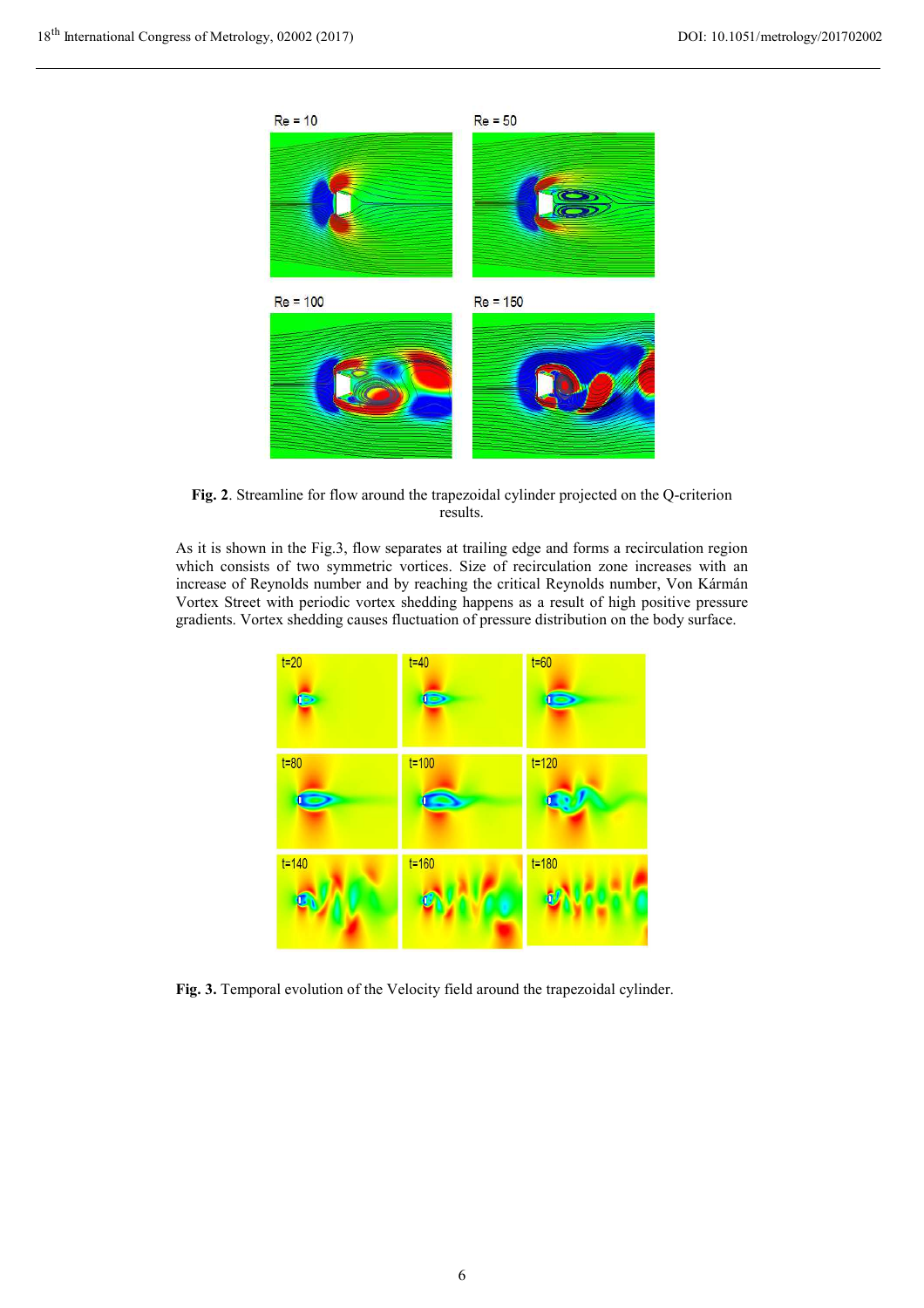**Fig. 2**. Streamline for flow around the trapezoidal cylinder projected on the Q-criterion results.

As it is shown in the Fig.3, flow separates at trailing edge and forms a recirculation region which consists of two symmetric vortices. Size of recirculation zone increases with an increase of Reynolds number and by reaching the critical Reynolds number, Von Kármán Vortex Street with periodic vortex shedding happens as a result of high positive pressure gradients. Vortex shedding causes fluctuation of pressure distribution on the body surface.

**Fig. 3.** Temporal evolution of the Velocity field around the trapezoidal cylinder.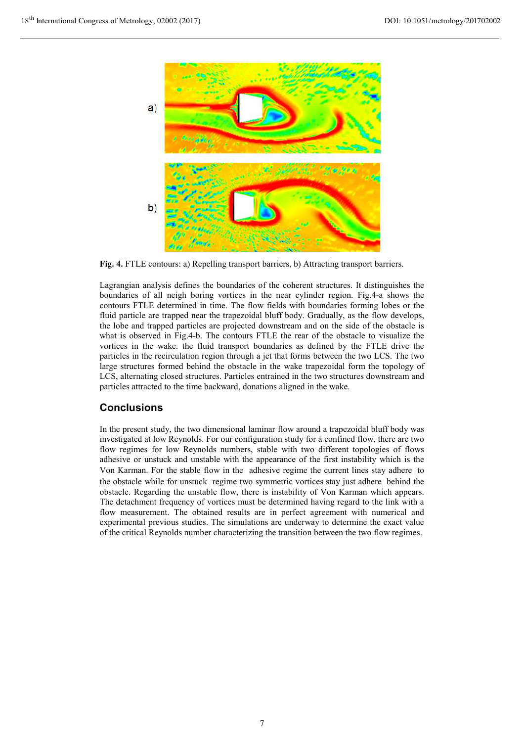**Fig. 4.** FTLE contours: a) Repelling transport barriers, b) Attracting transport barriers.

Lagrangian analysis defines the boundaries of the coherent structures. It distinguishes the boundaries of all neigh boring vortices in the near cylinder region. Fig.4-a shows the contours FTLE determined in time. The flow fields with boundaries forming lobes or the fluid particle are trapped near the trapezoidal bluff body. Gradually, as the flow develops, the lobe and trapped particles are projected downstream and on the side of the obstacle is what is observed in Fig.4-b. The contours FTLE the rear of the obstacle to visualize the vortices in the wake. the fluid transport boundaries as defined by the FTLE drive the particles in the recirculation region through a jet that forms between the two LCS. The two large structures formed behind the obstacle in the wake trapezoidal form the topology of LCS, alternating closed structures. Particles entrained in the two structures downstream and particles attracted to the time backward, donations aligned in the wake.

## Conclusions

In the present study, the two dimensional laminar flow around a trapezoidal bluff body was investigated at low Reynolds. For our configuration study for a confined flow, there are two flow regimes for low Reynolds numbers, stable with two different topologies of flows adhesive or unstuck and unstable with the appearance of the first instability which is the Von Karman. For the stable flow in the adhesive regime the current lines stay adhere to the obstacle while for unstuck regime two symmetric vortices stay just adhere behind the obstacle. Regarding the unstable flow, there is instability of Von Karman which appears. The detachment frequency of vortices must be determined having regard to the link with a flow measurement. The obtained results are in perfect agreement with numerical and experimental previous studies. The simulations are underway to determine the exact value of the critical Reynolds number characterizing the transition between the two flow regimes.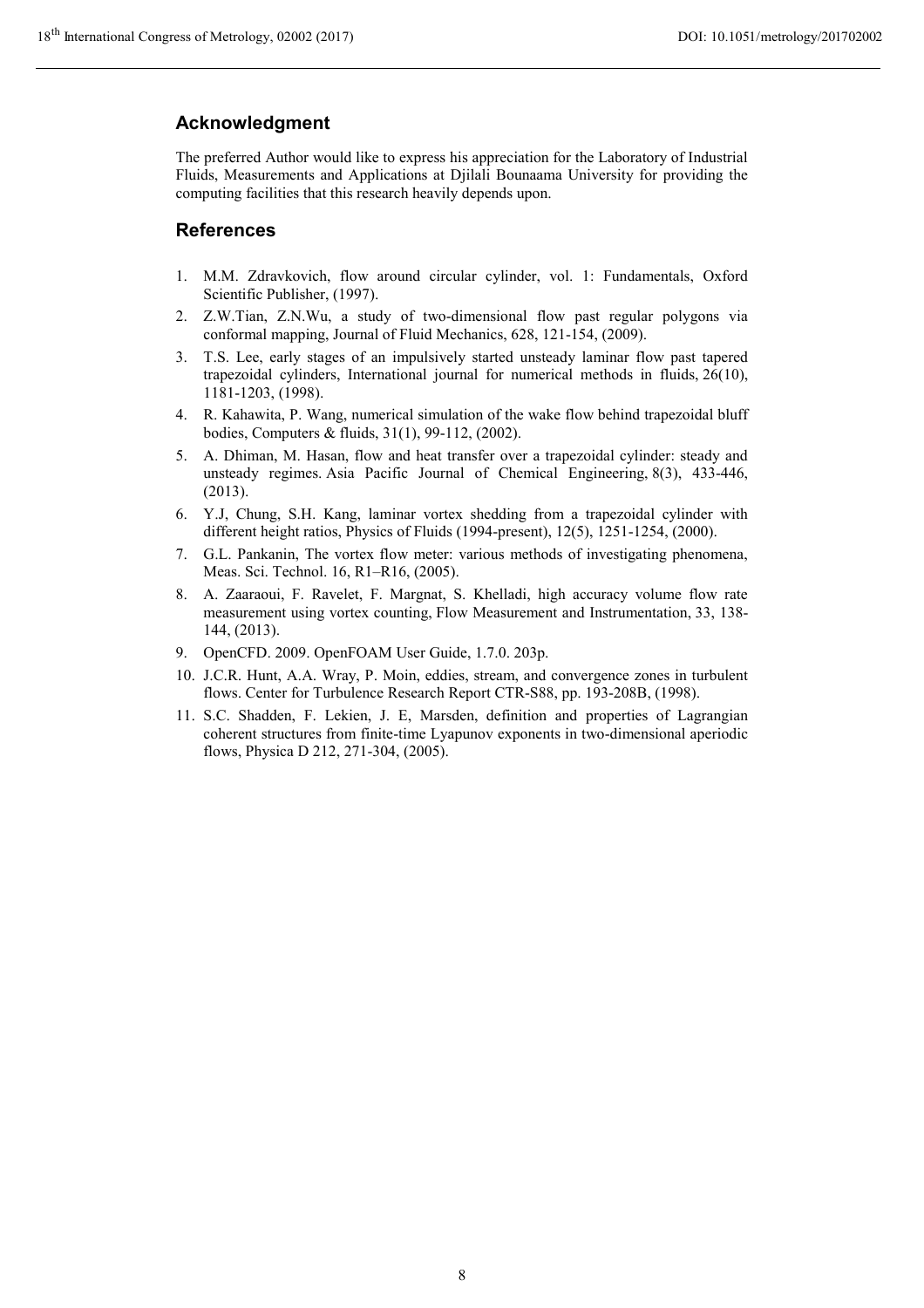## Acknowledgment

The preferred Author would like to express his appreciation for the Laboratory of Industrial Fluids, Measurements and Applications at Djilali Bounaama University for providing the computing facilities that this research heavily depends upon.

## References

1. M.M. Zdravkovich, flow around circular cylinder, vol. 1: Fundamentals, Oxford Scientific Publisher, (1997).
2. Z.W.Tian, Z.N.Wu, a study of two-dimensional flow past regular polygons via conformal mapping, Journal of Fluid Mechanics, 628, 121-154, (2009).
3. T.S. Lee, early stages of an impulsively started unsteady laminar flow past tapered trapezoidal cylinders, International journal for numerical methods in fluids, 26(10), 1181-1203, (1998).
4. R. Kahawita, P. Wang, numerical simulation of the wake flow behind trapezoidal bluff bodies, Computers & fluids, 31(1), 99-112, (2002).
5. A. Dhiman, M. Hasan, flow and heat transfer over a trapezoidal cylinder: steady and unsteady regimes. Asia Pacific Journal of Chemical Engineering, 8(3), 433-446, (2013).
6. Y.J, Chung, S.H. Kang, laminar vortex shedding from a trapezoidal cylinder with different height ratios, Physics of Fluids (1994-present), 12(5), 1251-1254, (2000).
7. G.L. Pankanin, The vortex flow meter: various methods of investigating phenomena, Meas. Sci. Technol. 16, R1–R16, (2005).
8. A. Zaaraoui, F. Ravelet, F. Margnat, S. Khelladi, high accuracy volume flow rate measurement using vortex counting, Flow Measurement and Instrumentation, 33, 138-144, (2013).
9. OpenCFD. 2009. OpenFOAM User Guide, 1.7.0. 203p.
10. J.C.R. Hunt, A.A. Wray, P. Moin, eddies, stream, and convergence zones in turbulent flows. Center for Turbulence Research Report CTR-S88, pp. 193-208B, (1998).
11. S.C. Shadden, F. Lekien, J. E, Marsden, definition and properties of Lagrangian coherent structures from finite-time Lyapunov exponents in two-dimensional aperiodic flows, Physica D 212, 271-304, (2005).